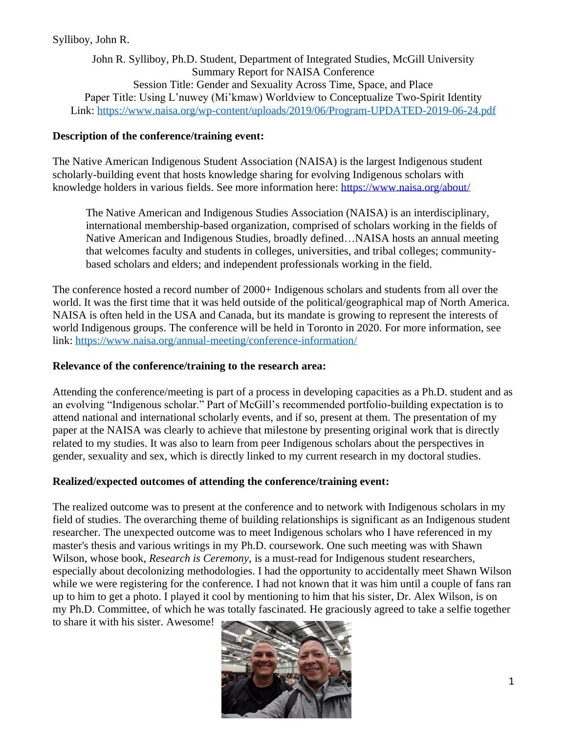Sylliboy, John R.

John R. Sylliboy, Ph.D. Student, Department of Integrated Studies, McGill University
Summary Report for NAISA Conference
Session Title: Gender and Sexuality Across Time, Space, and Place
Paper Title: Using L'nuwey (Mi'kmaw) Worldview to Conceptualize Two-Spirit Identity
Link: https://www.naisa.org/wp-content/uploads/2019/06/Program-UPDATED-2019-06-24.pdf

**Description of the conference/training event:**

The Native American Indigenous Student Association (NAISA) is the largest Indigenous student scholarly-building event that hosts knowledge sharing for evolving Indigenous scholars with knowledge holders in various fields. See more information here: https://www.naisa.org/about/

> The Native American and Indigenous Studies Association (NAISA) is an interdisciplinary, international membership-based organization, comprised of scholars working in the fields of Native American and Indigenous Studies, broadly defined…NAISA hosts an annual meeting that welcomes faculty and students in colleges, universities, and tribal colleges; community-based scholars and elders; and independent professionals working in the field.

The conference hosted a record number of 2000+ Indigenous scholars and students from all over the world. It was the first time that it was held outside of the political/geographical map of North America. NAISA is often held in the USA and Canada, but its mandate is growing to represent the interests of world Indigenous groups. The conference will be held in Toronto in 2020. For more information, see link: https://www.naisa.org/annual-meeting/conference-information/

**Relevance of the conference/training to the research area:**

Attending the conference/meeting is part of a process in developing capacities as a Ph.D. student and as an evolving "Indigenous scholar." Part of McGill's recommended portfolio-building expectation is to attend national and international scholarly events, and if so, present at them. The presentation of my paper at the NAISA was clearly to achieve that milestone by presenting original work that is directly related to my studies. It was also to learn from peer Indigenous scholars about the perspectives in gender, sexuality and sex, which is directly linked to my current research in my doctoral studies.

**Realized/expected outcomes of attending the conference/training event:**

The realized outcome was to present at the conference and to network with Indigenous scholars in my field of studies. The overarching theme of building relationships is significant as an Indigenous student researcher. The unexpected outcome was to meet Indigenous scholars who I have referenced in my master's thesis and various writings in my Ph.D. coursework. One such meeting was with Shawn Wilson, whose book, *Research is Ceremony,* is a must-read for Indigenous student researchers, especially about decolonizing methodologies. I had the opportunity to accidentally meet Shawn Wilson while we were registering for the conference. I had not known that it was him until a couple of fans ran up to him to get a photo. I played it cool by mentioning to him that his sister, Dr. Alex Wilson, is on my Ph.D. Committee, of which he was totally fascinated. He graciously agreed to take a selfie together to share it with his sister. Awesome!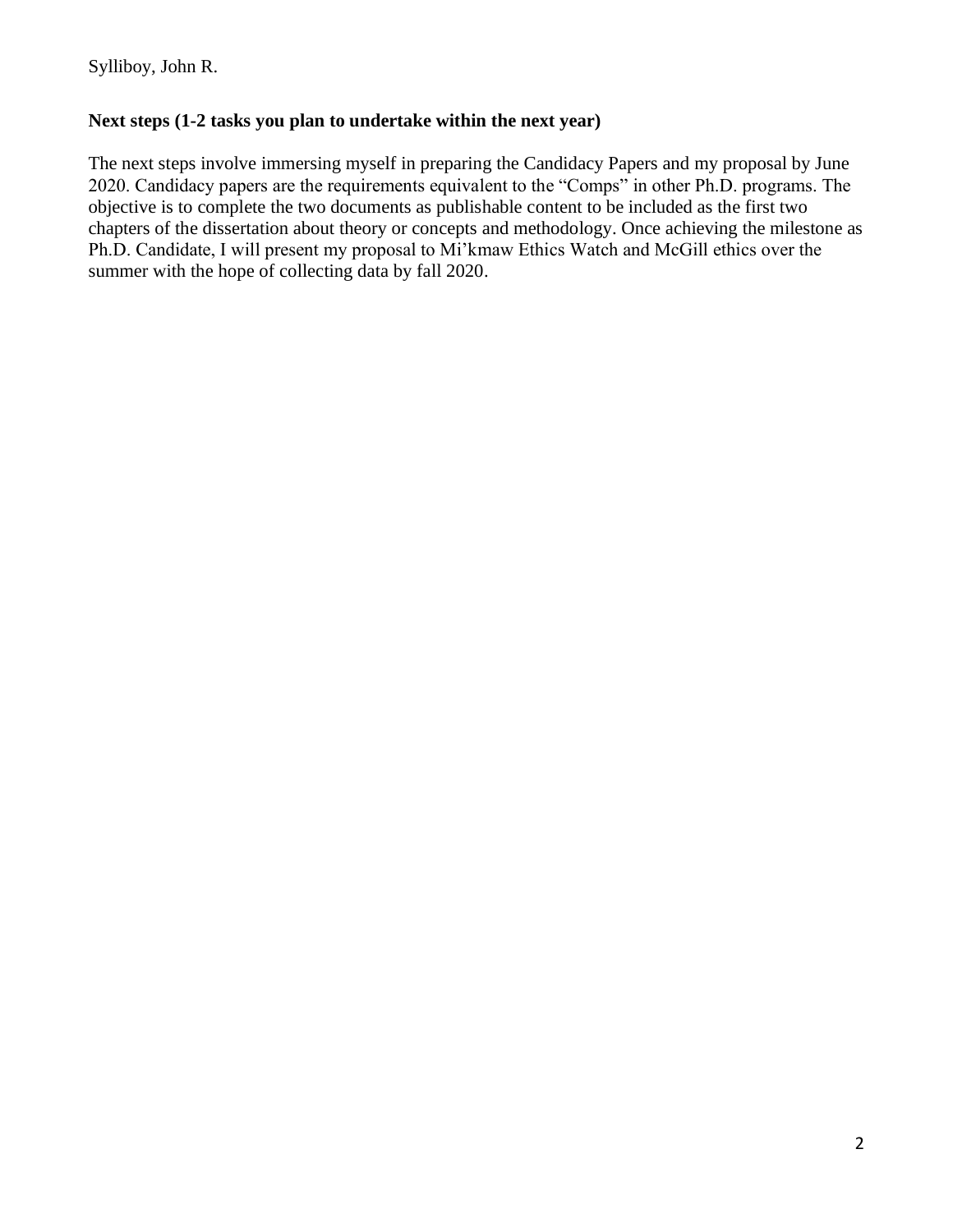**Next steps (1-2 tasks you plan to undertake within the next year)**

The next steps involve immersing myself in preparing the Candidacy Papers and my proposal by June 2020. Candidacy papers are the requirements equivalent to the "Comps" in other Ph.D. programs. The objective is to complete the two documents as publishable content to be included as the first two chapters of the dissertation about theory or concepts and methodology. Once achieving the milestone as Ph.D. Candidate, I will present my proposal to Mi'kmaw Ethics Watch and McGill ethics over the summer with the hope of collecting data by fall 2020.